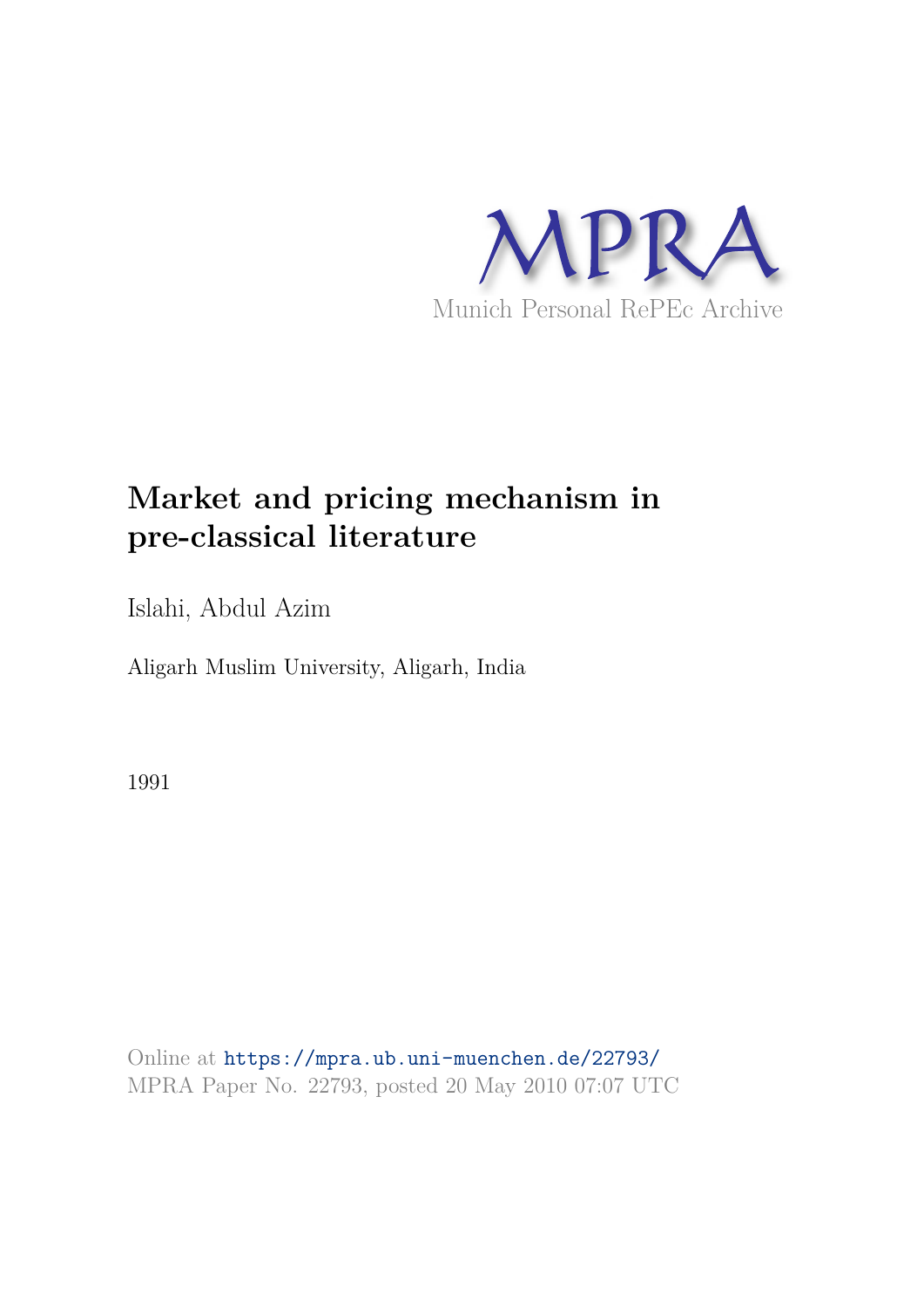MPRA

Munich Personal RePEc Archive

# Market and pricing mechanism in pre-classical literature

Islahi, Abdul Azim

Aligarh Muslim University, Aligarh, India

1991

Online at https://mpra.ub.uni-muenchen.de/22793/
MPRA Paper No. 22793, posted 20 May 2010 07:07 UTC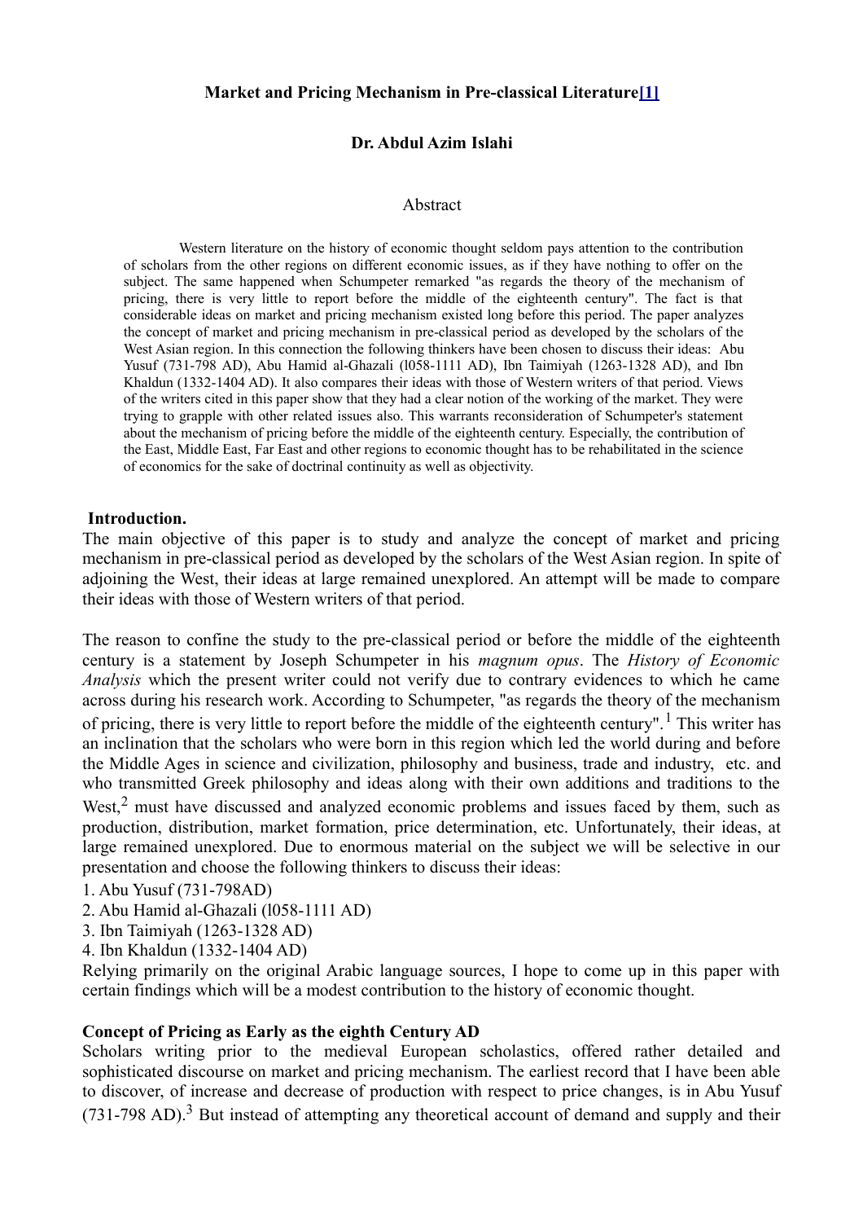**Market and Pricing Mechanism in Pre-classical Literature**[1]

**Dr. Abdul Azim Islahi**

Abstract

Western literature on the history of economic thought seldom pays attention to the contribution of scholars from the other regions on different economic issues, as if they have nothing to offer on the subject. The same happened when Schumpeter remarked "as regards the theory of the mechanism of pricing, there is very little to report before the middle of the eighteenth century". The fact is that considerable ideas on market and pricing mechanism existed long before this period. The paper analyzes the concept of market and pricing mechanism in pre-classical period as developed by the scholars of the West Asian region. In this connection the following thinkers have been chosen to discuss their ideas: Abu Yusuf (731-798 AD), Abu Hamid al-Ghazali (l058-1111 AD), Ibn Taimiyah (1263-1328 AD), and Ibn Khaldun (1332-1404 AD). It also compares their ideas with those of Western writers of that period. Views of the writers cited in this paper show that they had a clear notion of the working of the market. They were trying to grapple with other related issues also. This warrants reconsideration of Schumpeter's statement about the mechanism of pricing before the middle of the eighteenth century. Especially, the contribution of the East, Middle East, Far East and other regions to economic thought has to be rehabilitated in the science of economics for the sake of doctrinal continuity as well as objectivity.

**Introduction.**

The main objective of this paper is to study and analyze the concept of market and pricing mechanism in pre-classical period as developed by the scholars of the West Asian region. In spite of adjoining the West, their ideas at large remained unexplored. An attempt will be made to compare their ideas with those of Western writers of that period.

The reason to confine the study to the pre-classical period or before the middle of the eighteenth century is a statement by Joseph Schumpeter in his *magnum opus*. The *History of Economic Analysis* which the present writer could not verify due to contrary evidences to which he came across during his research work. According to Schumpeter, "as regards the theory of the mechanism of pricing, there is very little to report before the middle of the eighteenth century".[1] This writer has an inclination that the scholars who were born in this region which led the world during and before the Middle Ages in science and civilization, philosophy and business, trade and industry, etc. and who transmitted Greek philosophy and ideas along with their own additions and traditions to the West,[2] must have discussed and analyzed economic problems and issues faced by them, such as production, distribution, market formation, price determination, etc. Unfortunately, their ideas, at large remained unexplored. Due to enormous material on the subject we will be selective in our presentation and choose the following thinkers to discuss their ideas:

1. Abu Yusuf (731-798AD)
2. Abu Hamid al-Ghazali (l058-1111 AD)
3. Ibn Taimiyah (1263-1328 AD)
4. Ibn Khaldun (1332-1404 AD)

Relying primarily on the original Arabic language sources, I hope to come up in this paper with certain findings which will be a modest contribution to the history of economic thought.

**Concept of Pricing as Early as the eighth Century AD**

Scholars writing prior to the medieval European scholastics, offered rather detailed and sophisticated discourse on market and pricing mechanism. The earliest record that I have been able to discover, of increase and decrease of production with respect to price changes, is in Abu Yusuf (731-798 AD).[3] But instead of attempting any theoretical account of demand and supply and their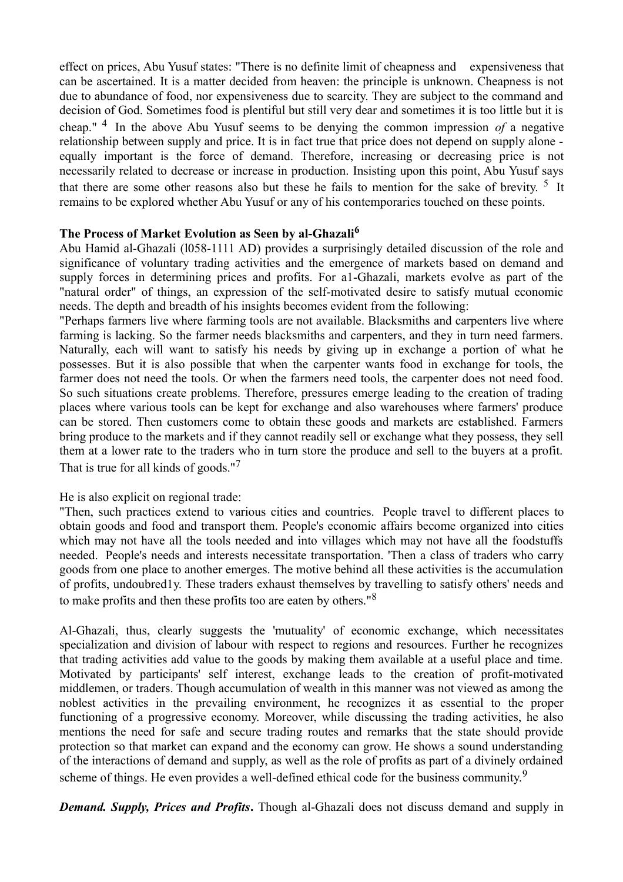effect on prices, Abu Yusuf states: "There is no definite limit of cheapness and expensiveness that can be ascertained. It is a matter decided from heaven: the principle is unknown. Cheapness is not due to abundance of food, nor expensiveness due to scarcity. They are subject to the command and decision of God. Sometimes food is plentiful but still very dear and sometimes it is too little but it is cheap." [4] In the above Abu Yusuf seems to be denying the common impression *of* a negative relationship between supply and price. It is in fact true that price does not depend on supply alone - equally important is the force of demand. Therefore, increasing or decreasing price is not necessarily related to decrease or increase in production. Insisting upon this point, Abu Yusuf says that there are some other reasons also but these he fails to mention for the sake of brevity. [5] It remains to be explored whether Abu Yusuf or any of his contemporaries touched on these points.

### The Process of Market Evolution as Seen by al-Ghazali[6]

Abu Hamid al-Ghazali (l058-1111 AD) provides a surprisingly detailed discussion of the role and significance of voluntary trading activities and the emergence of markets based on demand and supply forces in determining prices and profits. For a1-Ghazali, markets evolve as part of the "natural order" of things, an expression of the self-motivated desire to satisfy mutual economic needs. The depth and breadth of his insights becomes evident from the following:

"Perhaps farmers live where farming tools are not available. Blacksmiths and carpenters live where farming is lacking. So the farmer needs blacksmiths and carpenters, and they in turn need farmers. Naturally, each will want to satisfy his needs by giving up in exchange a portion of what he possesses. But it is also possible that when the carpenter wants food in exchange for tools, the farmer does not need the tools. Or when the farmers need tools, the carpenter does not need food. So such situations create problems. Therefore, pressures emerge leading to the creation of trading places where various tools can be kept for exchange and also warehouses where farmers' produce can be stored. Then customers come to obtain these goods and markets are established. Farmers bring produce to the markets and if they cannot readily sell or exchange what they possess, they sell them at a lower rate to the traders who in turn store the produce and sell to the buyers at a profit. That is true for all kinds of goods."[7]

He is also explicit on regional trade:

"Then, such practices extend to various cities and countries. People travel to different places to obtain goods and food and transport them. People's economic affairs become organized into cities which may not have all the tools needed and into villages which may not have all the foodstuffs needed. People's needs and interests necessitate transportation. 'Then a class of traders who carry goods from one place to another emerges. The motive behind all these activities is the accumulation of profits, undoubred1y. These traders exhaust themselves by travelling to satisfy others' needs and to make profits and then these profits too are eaten by others."[8]

Al-Ghazali, thus, clearly suggests the 'mutuality' of economic exchange, which necessitates specialization and division of labour with respect to regions and resources. Further he recognizes that trading activities add value to the goods by making them available at a useful place and time. Motivated by participants' self interest, exchange leads to the creation of profit-motivated middlemen, or traders. Though accumulation of wealth in this manner was not viewed as among the noblest activities in the prevailing environment, he recognizes it as essential to the proper functioning of a progressive economy. Moreover, while discussing the trading activities, he also mentions the need for safe and secure trading routes and remarks that the state should provide protection so that market can expand and the economy can grow. He shows a sound understanding of the interactions of demand and supply, as well as the role of profits as part of a divinely ordained scheme of things. He even provides a well-defined ethical code for the business community.[9]

***Demand. Supply, Prices and Profits*.** Though al-Ghazali does not discuss demand and supply in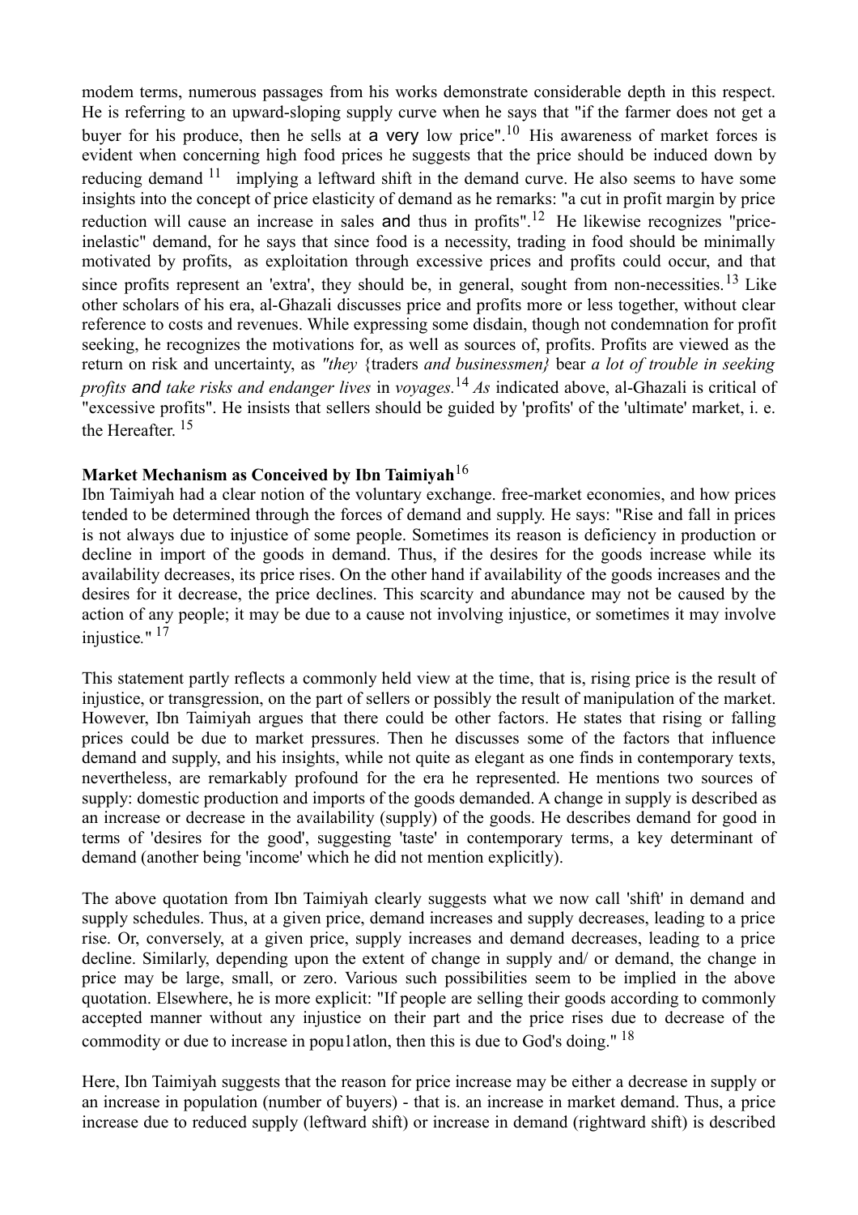modem terms, numerous passages from his works demonstrate considerable depth in this respect. He is referring to an upward-sloping supply curve when he says that "if the farmer does not get a buyer for his produce, then he sells at a very low price".[10] His awareness of market forces is evident when concerning high food prices he suggests that the price should be induced down by reducing demand [11] implying a leftward shift in the demand curve. He also seems to have some insights into the concept of price elasticity of demand as he remarks: "a cut in profit margin by price reduction will cause an increase in sales and thus in profits".[12] He likewise recognizes "price-inelastic" demand, for he says that since food is a necessity, trading in food should be minimally motivated by profits, as exploitation through excessive prices and profits could occur, and that since profits represent an 'extra', they should be, in general, sought from non-necessities.[13] Like other scholars of his era, al-Ghazali discusses price and profits more or less together, without clear reference to costs and revenues. While expressing some disdain, though not condemnation for profit seeking, he recognizes the motivations for, as well as sources of, profits. Profits are viewed as the return on risk and uncertainty, as *"they* {traders *and businessmen}* bear *a lot of trouble in seeking profits and take risks and endanger lives* in *voyages.*[14] *As* indicated above, al-Ghazali is critical of "excessive profits". He insists that sellers should be guided by 'profits' of the 'ultimate' market, i. e. the Hereafter. [15]

**Market Mechanism as Conceived by Ibn Taimiyah**[16]

Ibn Taimiyah had a clear notion of the voluntary exchange. free-market economies, and how prices tended to be determined through the forces of demand and supply. He says: "Rise and fall in prices is not always due to injustice of some people. Sometimes its reason is deficiency in production or decline in import of the goods in demand. Thus, if the desires for the goods increase while its availability decreases, its price rises. On the other hand if availability of the goods increases and the desires for it decrease, the price declines. This scarcity and abundance may not be caused by the action of any people; it may be due to a cause not involving injustice, or sometimes it may involve injustice." [17]

This statement partly reflects a commonly held view at the time, that is, rising price is the result of injustice, or transgression, on the part of sellers or possibly the result of manipulation of the market. However, Ibn Taimiyah argues that there could be other factors. He states that rising or falling prices could be due to market pressures. Then he discusses some of the factors that influence demand and supply, and his insights, while not quite as elegant as one finds in contemporary texts, nevertheless, are remarkably profound for the era he represented. He mentions two sources of supply: domestic production and imports of the goods demanded. A change in supply is described as an increase or decrease in the availability (supply) of the goods. He describes demand for good in terms of 'desires for the good', suggesting 'taste' in contemporary terms, a key determinant of demand (another being 'income' which he did not mention explicitly).

The above quotation from Ibn Taimiyah clearly suggests what we now call 'shift' in demand and supply schedules. Thus, at a given price, demand increases and supply decreases, leading to a price rise. Or, conversely, at a given price, supply increases and demand decreases, leading to a price decline. Similarly, depending upon the extent of change in supply and/ or demand, the change in price may be large, small, or zero. Various such possibilities seem to be implied in the above quotation. Elsewhere, he is more explicit: "If people are selling their goods according to commonly accepted manner without any injustice on their part and the price rises due to decrease of the commodity or due to increase in popu1atlon, then this is due to God's doing." [18]

Here, Ibn Taimiyah suggests that the reason for price increase may be either a decrease in supply or an increase in population (number of buyers) - that is. an increase in market demand. Thus, a price increase due to reduced supply (leftward shift) or increase in demand (rightward shift) is described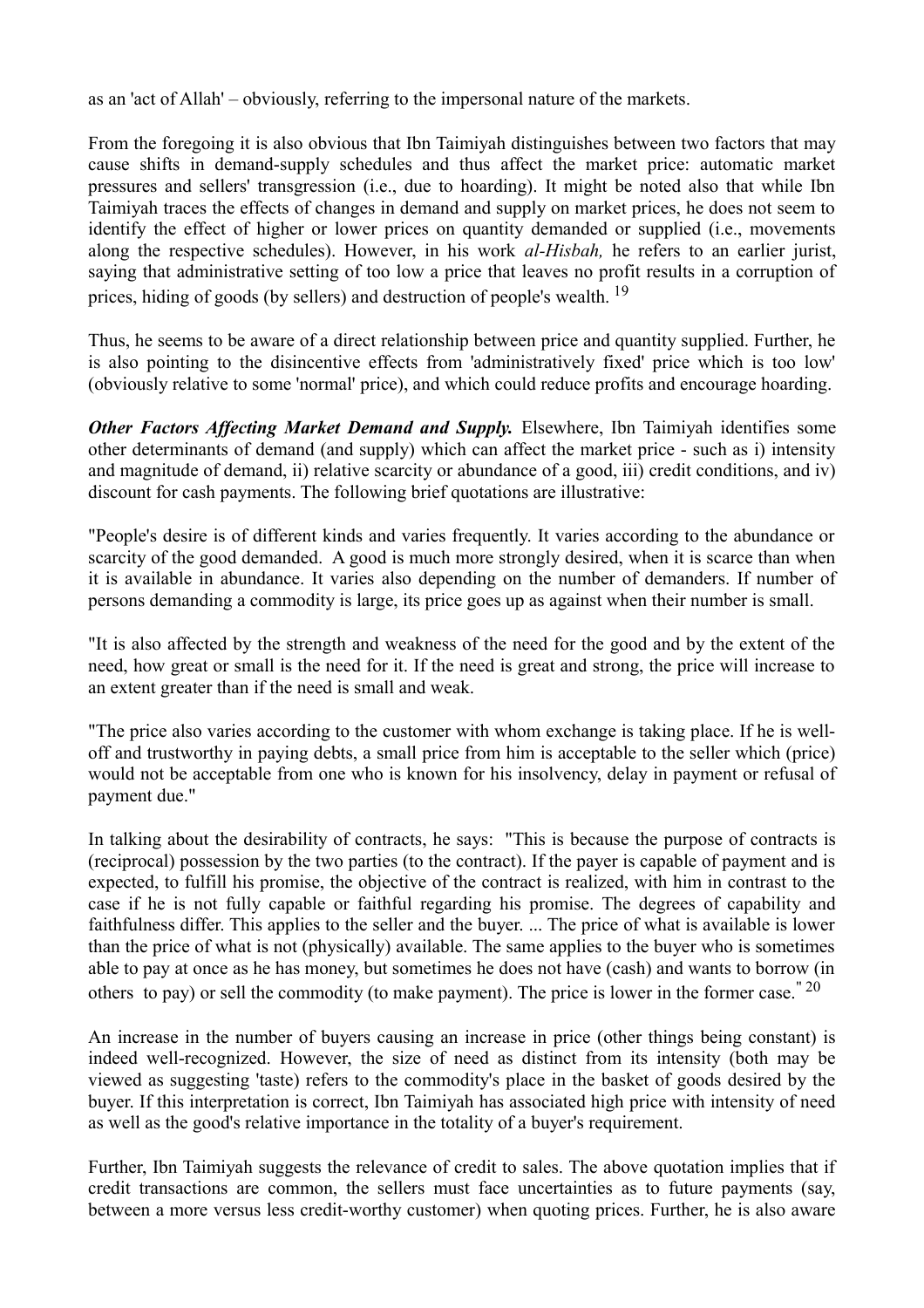as an 'act of Allah' – obviously, referring to the impersonal nature of the markets.

From the foregoing it is also obvious that Ibn Taimiyah distinguishes between two factors that may cause shifts in demand-supply schedules and thus affect the market price: automatic market pressures and sellers' transgression (i.e., due to hoarding). It might be noted also that while Ibn Taimiyah traces the effects of changes in demand and supply on market prices, he does not seem to identify the effect of higher or lower prices on quantity demanded or supplied (i.e., movements along the respective schedules). However, in his work *al-Hisbah,* he refers to an earlier jurist, saying that administrative setting of too low a price that leaves no profit results in a corruption of prices, hiding of goods (by sellers) and destruction of people's wealth. [19]

Thus, he seems to be aware of a direct relationship between price and quantity supplied. Further, he is also pointing to the disincentive effects from 'administratively fixed' price which is too low' (obviously relative to some 'normal' price), and which could reduce profits and encourage hoarding.

***Other Factors Affecting Market Demand and Supply.*** Elsewhere, Ibn Taimiyah identifies some other determinants of demand (and supply) which can affect the market price - such as i) intensity and magnitude of demand, ii) relative scarcity or abundance of a good, iii) credit conditions, and iv) discount for cash payments. The following brief quotations are illustrative:

"People's desire is of different kinds and varies frequently. It varies according to the abundance or scarcity of the good demanded. A good is much more strongly desired, when it is scarce than when it is available in abundance. It varies also depending on the number of demanders. If number of persons demanding a commodity is large, its price goes up as against when their number is small.

"It is also affected by the strength and weakness of the need for the good and by the extent of the need, how great or small is the need for it. If the need is great and strong, the price will increase to an extent greater than if the need is small and weak.

"The price also varies according to the customer with whom exchange is taking place. If he is well-off and trustworthy in paying debts, a small price from him is acceptable to the seller which (price) would not be acceptable from one who is known for his insolvency, delay in payment or refusal of payment due."

In talking about the desirability of contracts, he says: "This is because the purpose of contracts is (reciprocal) possession by the two parties (to the contract). If the payer is capable of payment and is expected, to fulfill his promise, the objective of the contract is realized, with him in contrast to the case if he is not fully capable or faithful regarding his promise. The degrees of capability and faithfulness differ. This applies to the seller and the buyer. ... The price of what is available is lower than the price of what is not (physically) available. The same applies to the buyer who is sometimes able to pay at once as he has money, but sometimes he does not have (cash) and wants to borrow (in others to pay) or sell the commodity (to make payment). The price is lower in the former case." [20]

An increase in the number of buyers causing an increase in price (other things being constant) is indeed well-recognized. However, the size of need as distinct from its intensity (both may be viewed as suggesting 'taste) refers to the commodity's place in the basket of goods desired by the buyer. If this interpretation is correct, Ibn Taimiyah has associated high price with intensity of need as well as the good's relative importance in the totality of a buyer's requirement.

Further, Ibn Taimiyah suggests the relevance of credit to sales. The above quotation implies that if credit transactions are common, the sellers must face uncertainties as to future payments (say, between a more versus less credit-worthy customer) when quoting prices. Further, he is also aware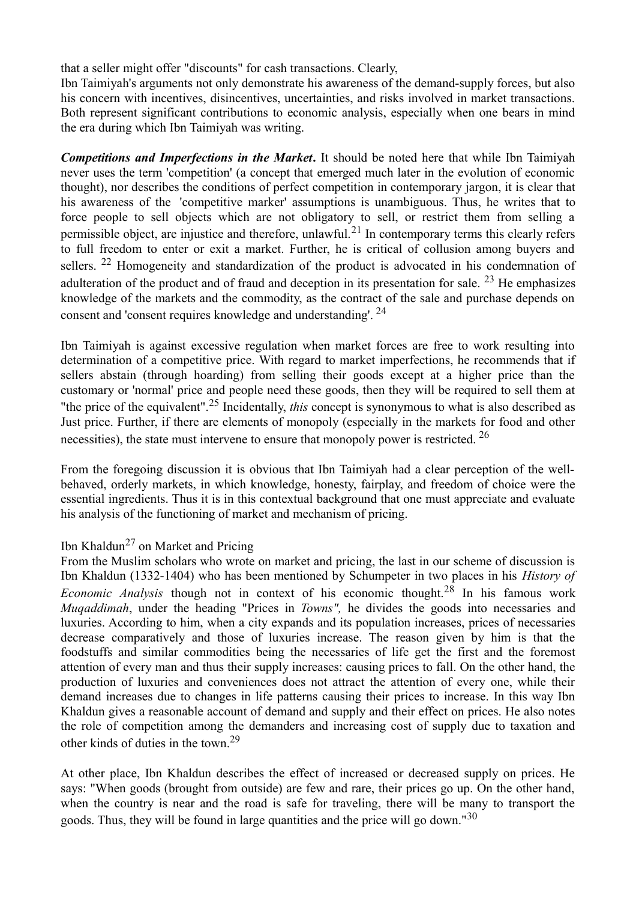that a seller might offer "discounts" for cash transactions. Clearly,
Ibn Taimiyah's arguments not only demonstrate his awareness of the demand-supply forces, but also his concern with incentives, disincentives, uncertainties, and risks involved in market transactions. Both represent significant contributions to economic analysis, especially when one bears in mind the era during which Ibn Taimiyah was writing.

***Competitions and Imperfections in the Market*.** It should be noted here that while Ibn Taimiyah never uses the term 'competition' (a concept that emerged much later in the evolution of economic thought), nor describes the conditions of perfect competition in contemporary jargon, it is clear that his awareness of the 'competitive marker' assumptions is unambiguous. Thus, he writes that to force people to sell objects which are not obligatory to sell, or restrict them from selling a permissible object, are injustice and therefore, unlawful.[21] In contemporary terms this clearly refers to full freedom to enter or exit a market. Further, he is critical of collusion among buyers and sellers. [22] Homogeneity and standardization of the product is advocated in his condemnation of adulteration of the product and of fraud and deception in its presentation for sale. [23] He emphasizes knowledge of the markets and the commodity, as the contract of the sale and purchase depends on consent and 'consent requires knowledge and understanding'. [24]

Ibn Taimiyah is against excessive regulation when market forces are free to work resulting into determination of a competitive price. With regard to market imperfections, he recommends that if sellers abstain (through hoarding) from selling their goods except at a higher price than the customary or 'normal' price and people need these goods, then they will be required to sell them at "the price of the equivalent".[25] Incidentally, *this* concept is synonymous to what is also described as Just price. Further, if there are elements of monopoly (especially in the markets for food and other necessities), the state must intervene to ensure that monopoly power is restricted. [26]

From the foregoing discussion it is obvious that Ibn Taimiyah had a clear perception of the well-behaved, orderly markets, in which knowledge, honesty, fairplay, and freedom of choice were the essential ingredients. Thus it is in this contextual background that one must appreciate and evaluate his analysis of the functioning of market and mechanism of pricing.

Ibn Khaldun[27] on Market and Pricing

From the Muslim scholars who wrote on market and pricing, the last in our scheme of discussion is Ibn Khaldun (1332-1404) who has been mentioned by Schumpeter in two places in his *History of Economic Analysis* though not in context of his economic thought.[28] In his famous work *Muqaddimah*, under the heading "Prices in *Towns",* he divides the goods into necessaries and luxuries. According to him, when a city expands and its population increases, prices of necessaries decrease comparatively and those of luxuries increase. The reason given by him is that the foodstuffs and similar commodities being the necessaries of life get the first and the foremost attention of every man and thus their supply increases: causing prices to fall. On the other hand, the production of luxuries and conveniences does not attract the attention of every one, while their demand increases due to changes in life patterns causing their prices to increase. In this way Ibn Khaldun gives a reasonable account of demand and supply and their effect on prices. He also notes the role of competition among the demanders and increasing cost of supply due to taxation and other kinds of duties in the town.[29]

At other place, Ibn Khaldun describes the effect of increased or decreased supply on prices. He says: "When goods (brought from outside) are few and rare, their prices go up. On the other hand, when the country is near and the road is safe for traveling, there will be many to transport the goods. Thus, they will be found in large quantities and the price will go down."[30]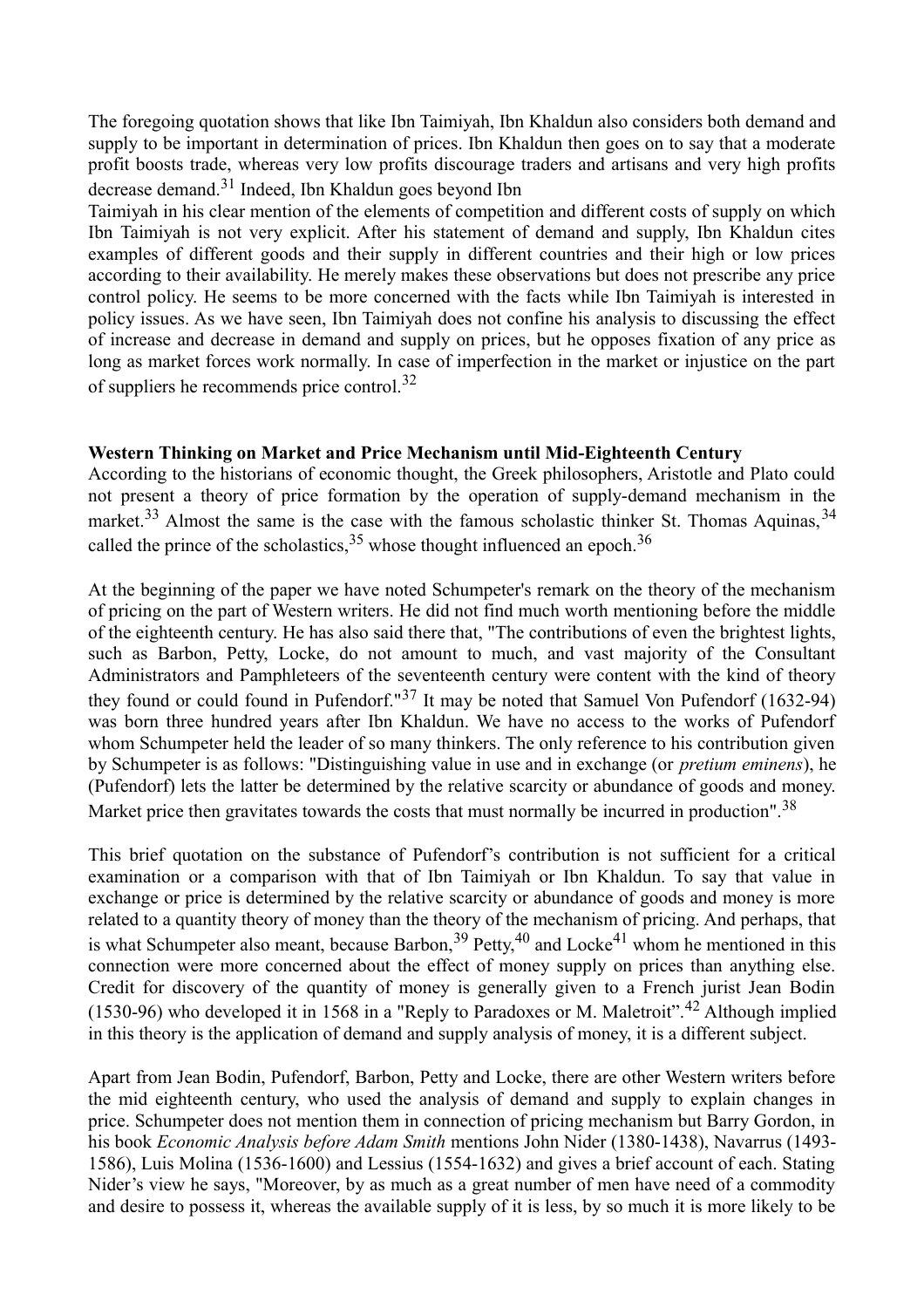The foregoing quotation shows that like Ibn Taimiyah, Ibn Khaldun also considers both demand and supply to be important in determination of prices. Ibn Khaldun then goes on to say that a moderate profit boosts trade, whereas very low profits discourage traders and artisans and very high profits decrease demand.[31] Indeed, Ibn Khaldun goes beyond Ibn Taimiyah in his clear mention of the elements of competition and different costs of supply on which Ibn Taimiyah is not very explicit. After his statement of demand and supply, Ibn Khaldun cites examples of different goods and their supply in different countries and their high or low prices according to their availability. He merely makes these observations but does not prescribe any price control policy. He seems to be more concerned with the facts while Ibn Taimiyah is interested in policy issues. As we have seen, Ibn Taimiyah does not confine his analysis to discussing the effect of increase and decrease in demand and supply on prices, but he opposes fixation of any price as long as market forces work normally. In case of imperfection in the market or injustice on the part of suppliers he recommends price control.[32]

**Western Thinking on Market and Price Mechanism until Mid-Eighteenth Century**

According to the historians of economic thought, the Greek philosophers, Aristotle and Plato could not present a theory of price formation by the operation of supply-demand mechanism in the market.[33] Almost the same is the case with the famous scholastic thinker St. Thomas Aquinas,[34] called the prince of the scholastics,[35] whose thought influenced an epoch.[36]

At the beginning of the paper we have noted Schumpeter's remark on the theory of the mechanism of pricing on the part of Western writers. He did not find much worth mentioning before the middle of the eighteenth century. He has also said there that, "The contributions of even the brightest lights, such as Barbon, Petty, Locke, do not amount to much, and vast majority of the Consultant Administrators and Pamphleteers of the seventeenth century were content with the kind of theory they found or could found in Pufendorf."[37] It may be noted that Samuel Von Pufendorf (1632-94) was born three hundred years after Ibn Khaldun. We have no access to the works of Pufendorf whom Schumpeter held the leader of so many thinkers. The only reference to his contribution given by Schumpeter is as follows: "Distinguishing value in use and in exchange (or *pretium eminens*), he (Pufendorf) lets the latter be determined by the relative scarcity or abundance of goods and money. Market price then gravitates towards the costs that must normally be incurred in production".[38]

This brief quotation on the substance of Pufendorf's contribution is not sufficient for a critical examination or a comparison with that of Ibn Taimiyah or Ibn Khaldun. To say that value in exchange or price is determined by the relative scarcity or abundance of goods and money is more related to a quantity theory of money than the theory of the mechanism of pricing. And perhaps, that is what Schumpeter also meant, because Barbon,[39] Petty,[40] and Locke[41] whom he mentioned in this connection were more concerned about the effect of money supply on prices than anything else. Credit for discovery of the quantity of money is generally given to a French jurist Jean Bodin (1530-96) who developed it in 1568 in a "Reply to Paradoxes or M. Maletroit".[42] Although implied in this theory is the application of demand and supply analysis of money, it is a different subject.

Apart from Jean Bodin, Pufendorf, Barbon, Petty and Locke, there are other Western writers before the mid eighteenth century, who used the analysis of demand and supply to explain changes in price. Schumpeter does not mention them in connection of pricing mechanism but Barry Gordon, in his book *Economic Analysis before Adam Smith* mentions John Nider (1380-1438), Navarrus (1493-1586), Luis Molina (1536-1600) and Lessius (1554-1632) and gives a brief account of each. Stating Nider's view he says, "Moreover, by as much as a great number of men have need of a commodity and desire to possess it, whereas the available supply of it is less, by so much it is more likely to be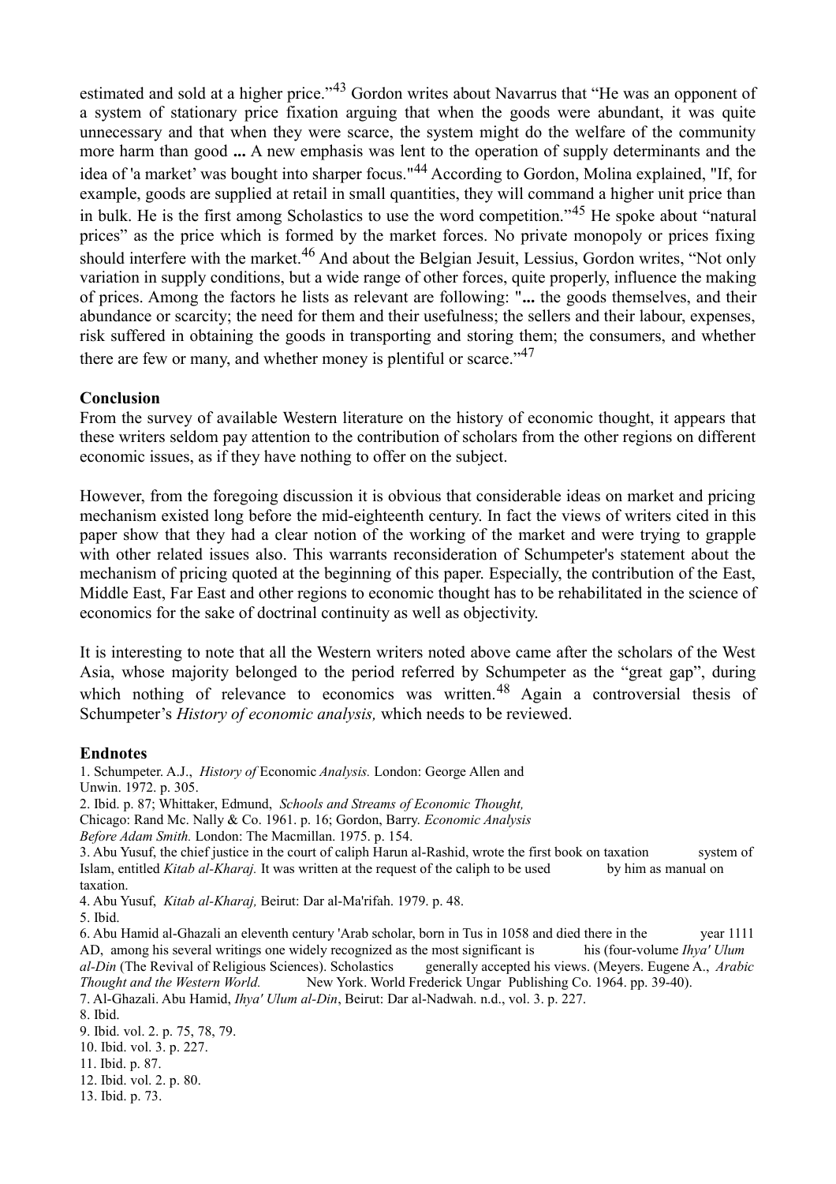estimated and sold at a higher price."[43] Gordon writes about Navarrus that "He was an opponent of a system of stationary price fixation arguing that when the goods were abundant, it was quite unnecessary and that when they were scarce, the system might do the welfare of the community more harm than good **...** A new emphasis was lent to the operation of supply determinants and the idea of 'a market' was bought into sharper focus."[44] According to Gordon, Molina explained, "If, for example, goods are supplied at retail in small quantities, they will command a higher unit price than in bulk. He is the first among Scholastics to use the word competition."[45] He spoke about "natural prices" as the price which is formed by the market forces. No private monopoly or prices fixing should interfere with the market.[46] And about the Belgian Jesuit, Lessius, Gordon writes, "Not only variation in supply conditions, but a wide range of other forces, quite properly, influence the making of prices. Among the factors he lists as relevant are following: "**...** the goods themselves, and their abundance or scarcity; the need for them and their usefulness; the sellers and their labour, expenses, risk suffered in obtaining the goods in transporting and storing them; the consumers, and whether there are few or many, and whether money is plentiful or scarce."[47]

**Conclusion**

From the survey of available Western literature on the history of economic thought, it appears that these writers seldom pay attention to the contribution of scholars from the other regions on different economic issues, as if they have nothing to offer on the subject.

However, from the foregoing discussion it is obvious that considerable ideas on market and pricing mechanism existed long before the mid-eighteenth century. In fact the views of writers cited in this paper show that they had a clear notion of the working of the market and were trying to grapple with other related issues also. This warrants reconsideration of Schumpeter's statement about the mechanism of pricing quoted at the beginning of this paper. Especially, the contribution of the East, Middle East, Far East and other regions to economic thought has to be rehabilitated in the science of economics for the sake of doctrinal continuity as well as objectivity.

It is interesting to note that all the Western writers noted above came after the scholars of the West Asia, whose majority belonged to the period referred by Schumpeter as the "great gap", during which nothing of relevance to economics was written.[48] Again a controversial thesis of Schumpeter's *History of economic analysis,* which needs to be reviewed.

**Endnotes**

1. Schumpeter. A.J., *History of* Economic *Analysis.* London: George Allen and Unwin. 1972. p. 305.
2. Ibid. p. 87; Whittaker, Edmund, *Schools and Streams of Economic Thought,* Chicago: Rand Mc. Nally & Co. 1961. p. 16; Gordon, Barry. *Economic Analysis Before Adam Smith.* London: The Macmillan. 1975. p. 154.
3. Abu Yusuf, the chief justice in the court of caliph Harun al-Rashid, wrote the first book on taxation system of Islam, entitled *Kitab al-Kharaj.* It was written at the request of the caliph to be used by him as manual on taxation.
4. Abu Yusuf, *Kitab al-Kharaj,* Beirut: Dar al-Ma'rifah. 1979. p. 48.
5. Ibid.
6. Abu Hamid al-Ghazali an eleventh century 'Arab scholar, born in Tus in 1058 and died there in the year 1111 AD, among his several writings one widely recognized as the most significant is his (four-volume *Ihya' Ulum al-Din* (The Revival of Religious Sciences). Scholastics generally accepted his views. (Meyers. Eugene A., *Arabic Thought and the Western World.* New York. World Frederick Ungar Publishing Co. 1964. pp. 39-40).
7. Al-Ghazali. Abu Hamid, *Ihya' Ulum al-Din*, Beirut: Dar al-Nadwah. n.d., vol. 3. p. 227.
8. Ibid.
9. Ibid. vol. 2. p. 75, 78, 79.
10. Ibid. vol. 3. p. 227.
11. Ibid. p. 87.
12. Ibid. vol. 2. p. 80.
13. Ibid. p. 73.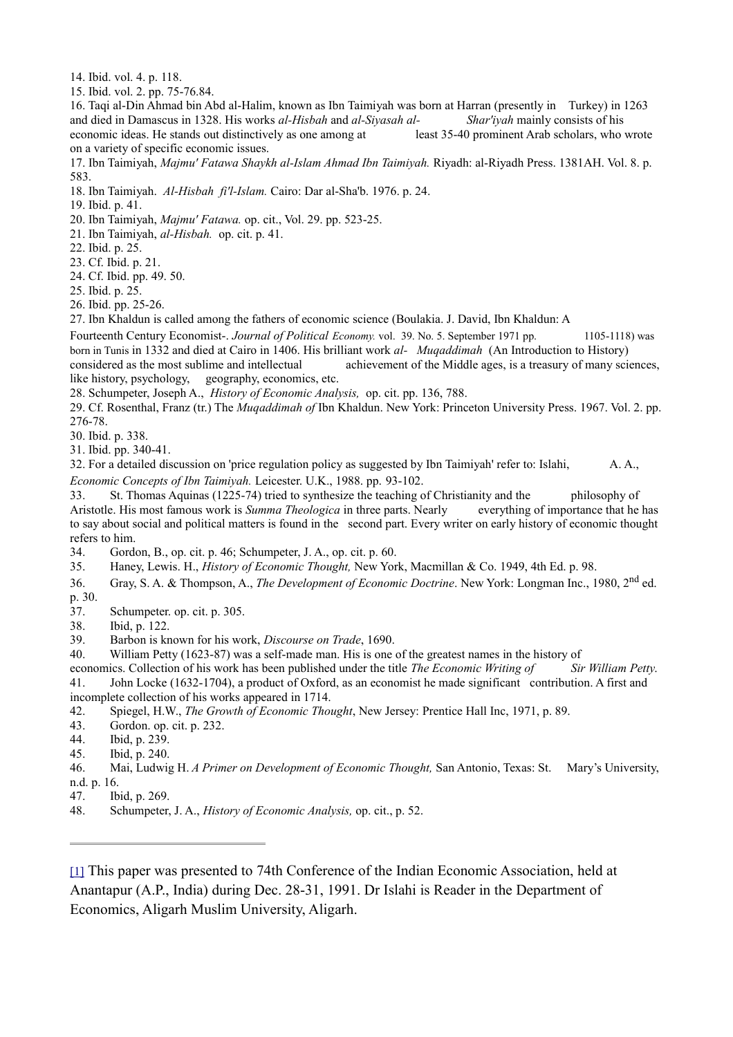14. Ibid. vol. 4. p. 118.
15. Ibid. vol. 2. pp. 75-76.84.
16. Taqi al-Din Ahmad bin Abd al-Halim, known as Ibn Taimiyah was born at Harran (presently in Turkey) in 1263 and died in Damascus in 1328. His works *al-Hisbah* and *al-Siyasah al-Shar'iyah* mainly consists of his economic ideas. He stands out distinctively as one among at least 35-40 prominent Arab scholars, who wrote on a variety of specific economic issues.
17. Ibn Taimiyah, *Majmu' Fatawa Shaykh al-Islam Ahmad Ibn Taimiyah.* Riyadh: al-Riyadh Press. 1381AH. Vol. 8. p. 583.
18. Ibn Taimiyah. *Al-Hisbah fi'l-Islam.* Cairo: Dar al-Sha'b. 1976. p. 24.
19. Ibid. p. 41.
20. Ibn Taimiyah, *Majmu' Fatawa.* op. cit., Vol. 29. pp. 523-25.
21. Ibn Taimiyah, *al-Hisbah.* op. cit. p. 41.
22. Ibid. p. 25.
23. Cf. Ibid. p. 21.
24. Cf. Ibid. pp. 49. 50.
25. Ibid. p. 25.
26. Ibid. pp. 25-26.
27. Ibn Khaldun is called among the fathers of economic science (Boulakia. J. David, Ibn Khaldun: A Fourteenth Century Economist-. *Journal of Political Economy.* vol. 39. No. 5. September 1971 pp. 1105-1118) was born in Tunis in 1332 and died at Cairo in 1406. His brilliant work *al- Muqaddimah* (An Introduction to History) considered as the most sublime and intellectual achievement of the Middle ages, is a treasury of many sciences, like history, psychology, geography, economics, etc.
28. Schumpeter, Joseph A., *History of Economic Analysis,* op. cit. pp. 136, 788.
29. Cf. Rosenthal, Franz (tr.) The *Muqaddimah of* Ibn Khaldun. New York: Princeton University Press. 1967. Vol. 2. pp. 276-78.
30. Ibid. p. 338.
31. Ibid. pp. 340-41.
32. For a detailed discussion on 'price regulation policy as suggested by Ibn Taimiyah' refer to: Islahi, A. A., *Economic Concepts of Ibn Taimiyah.* Leicester. U.K., 1988. pp. 93-102.
33. St. Thomas Aquinas (1225-74) tried to synthesize the teaching of Christianity and the philosophy of Aristotle. His most famous work is *Summa Theologica* in three parts. Nearly everything of importance that he has to say about social and political matters is found in the second part. Every writer on early history of economic thought refers to him.
34. Gordon, B., op. cit. p. 46; Schumpeter, J. A., op. cit. p. 60.
35. Haney, Lewis. H., *History of Economic Thought,* New York, Macmillan & Co. 1949, 4th Ed. p. 98.
36. Gray, S. A. & Thompson, A., *The Development of Economic Doctrine*. New York: Longman Inc., 1980, 2nd ed. p. 30.
37. Schumpeter. op. cit. p. 305.
38. Ibid, p. 122.
39. Barbon is known for his work, *Discourse on Trade*, 1690.
40. William Petty (1623-87) was a self-made man. His is one of the greatest names in the history of economics. Collection of his work has been published under the title *The Economic Writing of Sir William Petty.*
41. John Locke (1632-1704), a product of Oxford, as an economist he made significant contribution. A first and incomplete collection of his works appeared in 1714.
42. Spiegel, H.W., *The Growth of Economic Thought*, New Jersey: Prentice Hall Inc, 1971, p. 89.
43. Gordon. op. cit. p. 232.
44. Ibid, p. 239.
45. Ibid, p. 240.
46. Mai, Ludwig H. *A Primer on Development of Economic Thought,* San Antonio, Texas: St. Mary's University, n.d. p. 16.
47. Ibid, p. 269.
48. Schumpeter, J. A., *History of Economic Analysis,* op. cit., p. 52.

---

[1] This paper was presented to 74th Conference of the Indian Economic Association, held at Anantapur (A.P., India) during Dec. 28-31, 1991. Dr Islahi is Reader in the Department of Economics, Aligarh Muslim University, Aligarh.